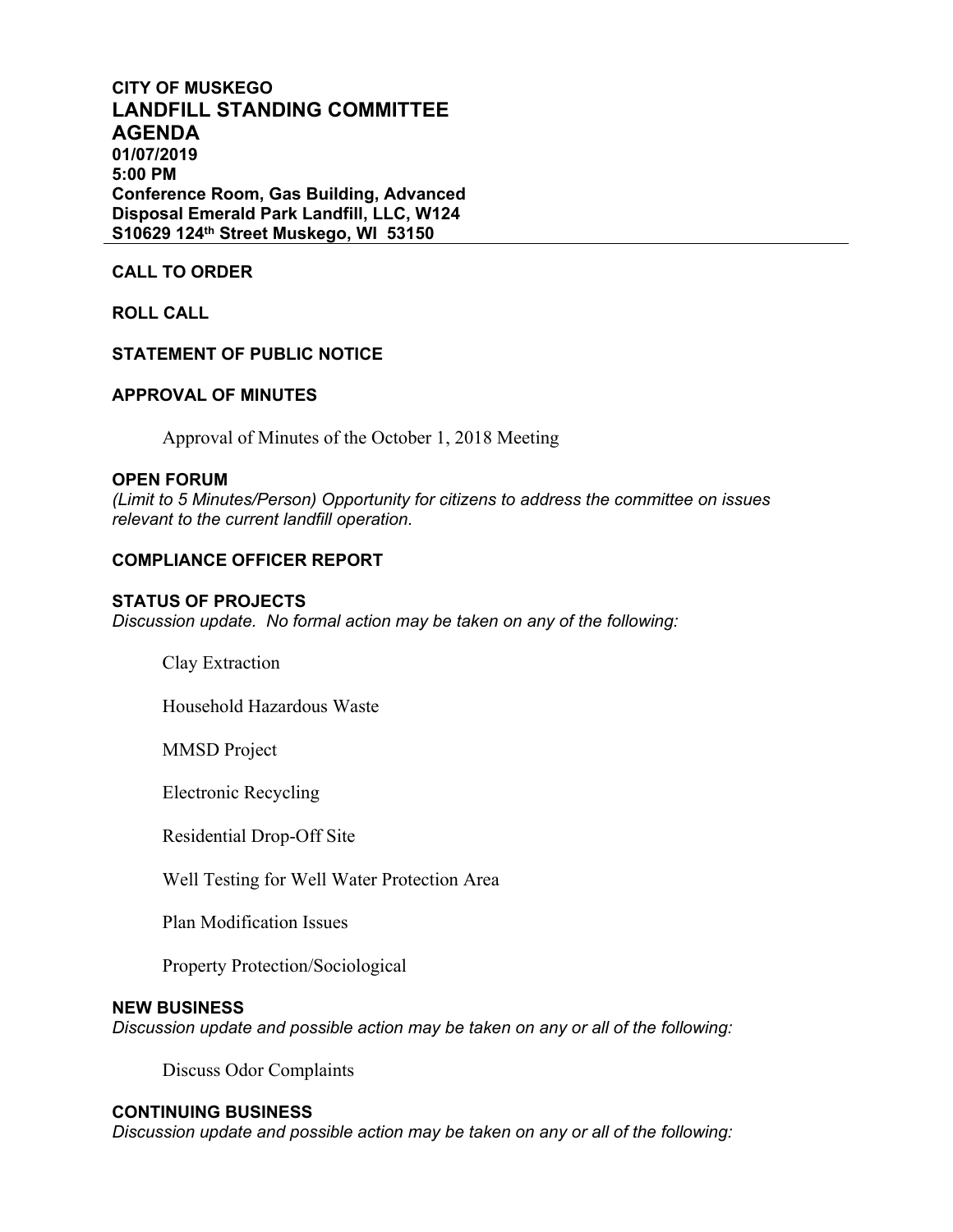**CITY OF MUSKEGO**

# LANDFILL STANDING COMMITTEE AGENDA

**01/07/2019**
**5:00 PM**
**Conference Room, Gas Building, Advanced Disposal Emerald Park Landfill, LLC, W124 S10629 124th Street Muskego, WI 53150**

---

## CALL TO ORDER

## ROLL CALL

## STATEMENT OF PUBLIC NOTICE

## APPROVAL OF MINUTES

Approval of Minutes of the October 1, 2018 Meeting

## OPEN FORUM

*(Limit to 5 Minutes/Person) Opportunity for citizens to address the committee on issues relevant to the current landfill operation.*

## COMPLIANCE OFFICER REPORT

## STATUS OF PROJECTS

*Discussion update. No formal action may be taken on any of the following:*

Clay Extraction

Household Hazardous Waste

MMSD Project

Electronic Recycling

Residential Drop-Off Site

Well Testing for Well Water Protection Area

Plan Modification Issues

Property Protection/Sociological

## NEW BUSINESS

*Discussion update and possible action may be taken on any or all of the following:*

Discuss Odor Complaints

## CONTINUING BUSINESS

*Discussion update and possible action may be taken on any or all of the following:*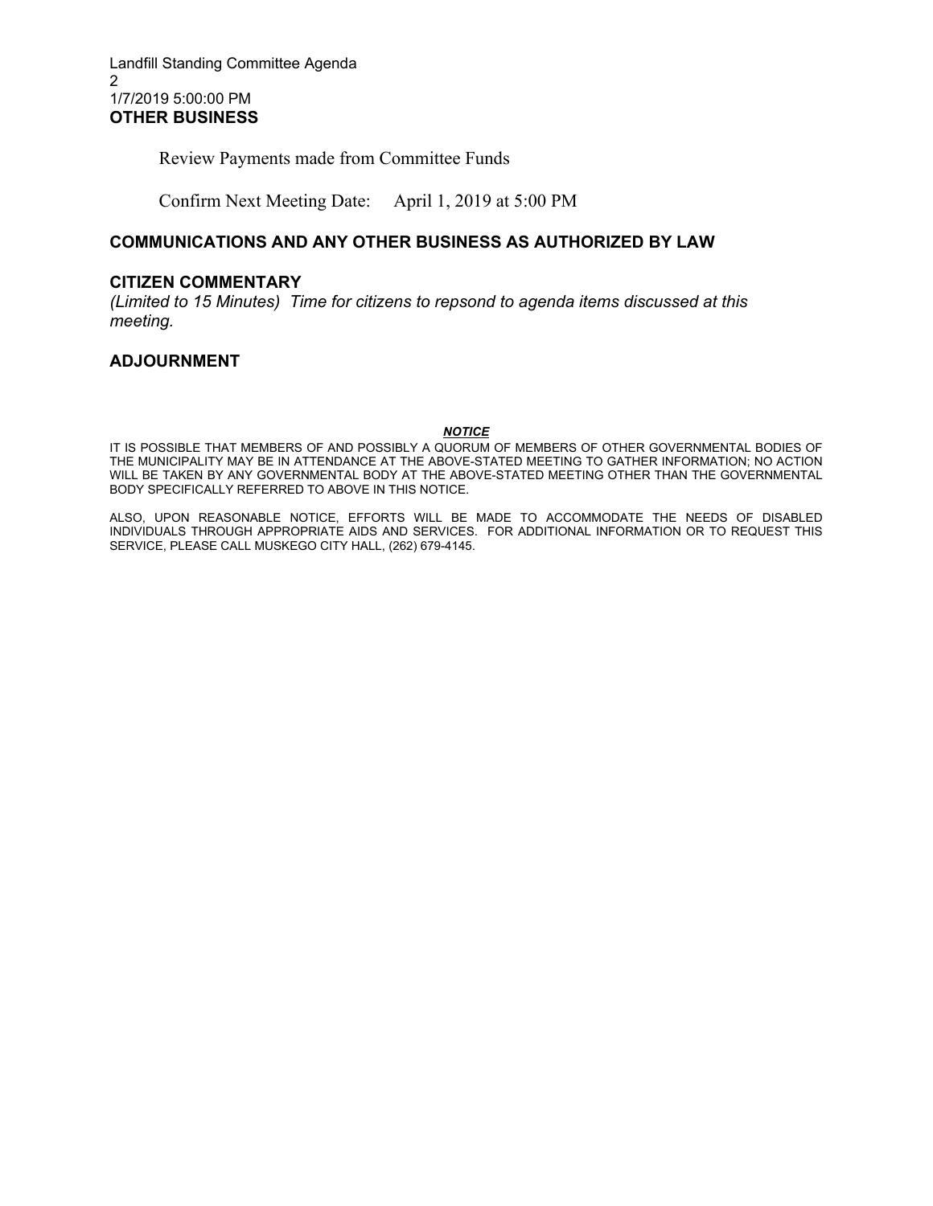## OTHER BUSINESS

Review Payments made from Committee Funds

Confirm Next Meeting Date: April 1, 2019 at 5:00 PM

## COMMUNICATIONS AND ANY OTHER BUSINESS AS AUTHORIZED BY LAW

## CITIZEN COMMENTARY

*(Limited to 15 Minutes) Time for citizens to repsond to agenda items discussed at this meeting.*

## ADJOURNMENT

***NOTICE***

IT IS POSSIBLE THAT MEMBERS OF AND POSSIBLY A QUORUM OF MEMBERS OF OTHER GOVERNMENTAL BODIES OF THE MUNICIPALITY MAY BE IN ATTENDANCE AT THE ABOVE-STATED MEETING TO GATHER INFORMATION; NO ACTION WILL BE TAKEN BY ANY GOVERNMENTAL BODY AT THE ABOVE-STATED MEETING OTHER THAN THE GOVERNMENTAL BODY SPECIFICALLY REFERRED TO ABOVE IN THIS NOTICE.

ALSO, UPON REASONABLE NOTICE, EFFORTS WILL BE MADE TO ACCOMMODATE THE NEEDS OF DISABLED INDIVIDUALS THROUGH APPROPRIATE AIDS AND SERVICES. FOR ADDITIONAL INFORMATION OR TO REQUEST THIS SERVICE, PLEASE CALL MUSKEGO CITY HALL, (262) 679-4145.